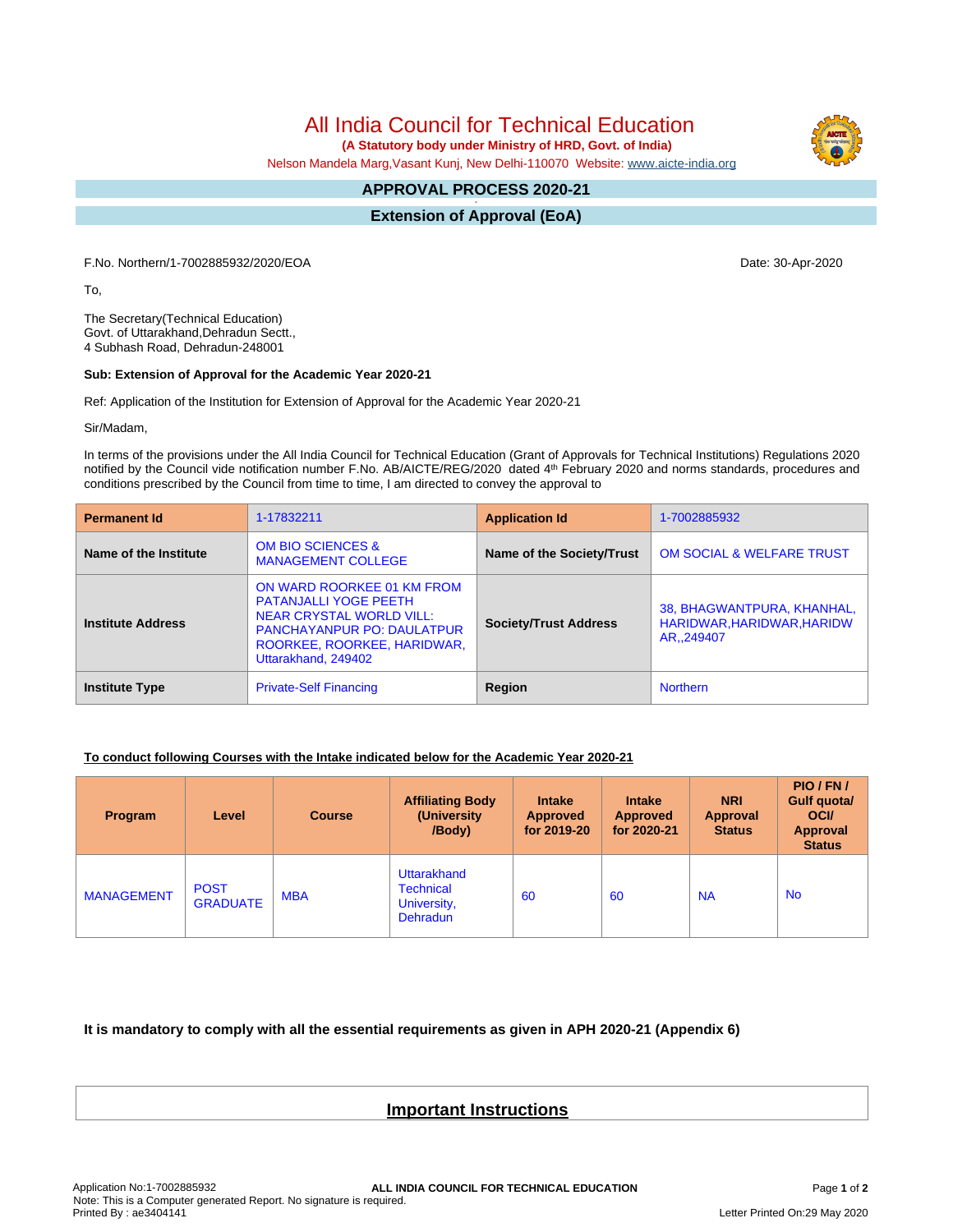# All India Council for Technical Education

**(A Statutory body under Ministry of HRD, Govt. of India)**

Nelson Mandela Marg,Vasant Kunj, New Delhi-110070 Website: www.aicte-india.org

## APPROVAL PROCESS 2020-21

## Extension of Approval (EoA)

F.No. Northern/1-7002885932/2020/EOA

Date: 30-Apr-2020

To,

The Secretary(Technical Education)
Govt. of Uttarakhand,Dehradun Sectt.,
4 Subhash Road, Dehradun-248001

**Sub: Extension of Approval for the Academic Year 2020-21**

Ref: Application of the Institution for Extension of Approval for the Academic Year 2020-21

Sir/Madam,

In terms of the provisions under the All India Council for Technical Education (Grant of Approvals for Technical Institutions) Regulations 2020 notified by the Council vide notification number F.No. AB/AICTE/REG/2020 dated 4th February 2020 and norms standards, procedures and conditions prescribed by the Council from time to time, I am directed to convey the approval to

| **Permanent Id** | 1-17832211 | **Application Id** | 1-7002885932 |
|---|---|---|---|
| **Name of the Institute** | OM BIO SCIENCES & MANAGEMENT COLLEGE | **Name of the Society/Trust** | OM SOCIAL & WELFARE TRUST |
| **Institute Address** | ON WARD ROORKEE 01 KM FROM PATANJALLI YOGE PEETH NEAR CRYSTAL WORLD VILL: PANCHAYANPUR PO: DAULATPUR ROORKEE, ROORKEE, HARIDWAR, Uttarakhand, 249402 | **Society/Trust Address** | 38, BHAGWANTPURA, KHANHAL, HARIDWAR,HARIDWAR,HARIDWAR,,249407 |
| **Institute Type** | Private-Self Financing | **Region** | Northern |

**To conduct following Courses with the Intake indicated below for the Academic Year 2020-21**

| Program | Level | Course | Affiliating Body (University /Body) | Intake Approved for 2019-20 | Intake Approved for 2020-21 | NRI Approval Status | PIO / FN / Gulf quota/ OCI/ Approval Status |
|---|---|---|---|---|---|---|---|
| MANAGEMENT | POST GRADUATE | MBA | Uttarakhand Technical University, Dehradun | 60 | 60 | NA | No |

**It is mandatory to comply with all the essential requirements as given in APH 2020-21 (Appendix 6)**

## Important Instructions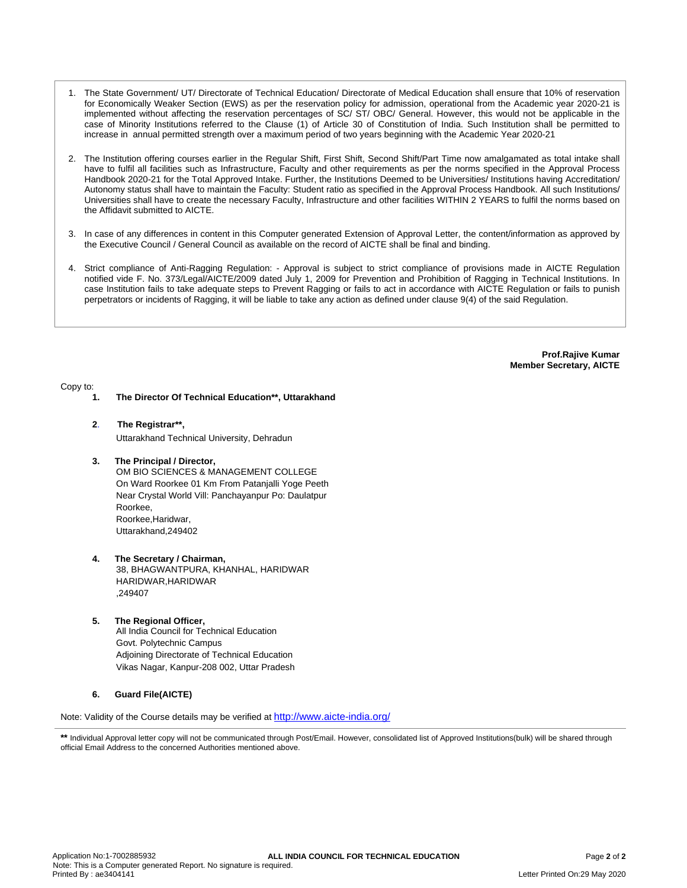1. The State Government/ UT/ Directorate of Technical Education/ Directorate of Medical Education shall ensure that 10% of reservation for Economically Weaker Section (EWS) as per the reservation policy for admission, operational from the Academic year 2020-21 is implemented without affecting the reservation percentages of SC/ ST/ OBC/ General. However, this would not be applicable in the case of Minority Institutions referred to the Clause (1) of Article 30 of Constitution of India. Such Institution shall be permitted to increase in annual permitted strength over a maximum period of two years beginning with the Academic Year 2020-21

2. The Institution offering courses earlier in the Regular Shift, First Shift, Second Shift/Part Time now amalgamated as total intake shall have to fulfil all facilities such as Infrastructure, Faculty and other requirements as per the norms specified in the Approval Process Handbook 2020-21 for the Total Approved Intake. Further, the Institutions Deemed to be Universities/ Institutions having Accreditation/ Autonomy status shall have to maintain the Faculty: Student ratio as specified in the Approval Process Handbook. All such Institutions/ Universities shall have to create the necessary Faculty, Infrastructure and other facilities WITHIN 2 YEARS to fulfil the norms based on the Affidavit submitted to AICTE.

3. In case of any differences in content in this Computer generated Extension of Approval Letter, the content/information as approved by the Executive Council / General Council as available on the record of AICTE shall be final and binding.

4. Strict compliance of Anti-Ragging Regulation: - Approval is subject to strict compliance of provisions made in AICTE Regulation notified vide F. No. 373/Legal/AICTE/2009 dated July 1, 2009 for Prevention and Prohibition of Ragging in Technical Institutions. In case Institution fails to take adequate steps to Prevent Ragging or fails to act in accordance with AICTE Regulation or fails to punish perpetrators or incidents of Ragging, it will be liable to take any action as defined under clause 9(4) of the said Regulation.

**Prof.Rajive Kumar**
**Member Secretary, AICTE**

Copy to:

1. **The Director Of Technical Education\*\*, Uttarakhand**

2. **The Registrar\*\*,**
   Uttarakhand Technical University, Dehradun

3. **The Principal / Director,**
   OM BIO SCIENCES & MANAGEMENT COLLEGE
   On Ward Roorkee 01 Km From Patanjalli Yoge Peeth
   Near Crystal World Vill: Panchayanpur Po: Daulatpur
   Roorkee,
   Roorkee,Haridwar,
   Uttarakhand,249402

4. **The Secretary / Chairman,**
   38, BHAGWANTPURA, KHANHAL, HARIDWAR
   HARIDWAR,HARIDWAR
   ,249407

5. **The Regional Officer,**
   All India Council for Technical Education
   Govt. Polytechnic Campus
   Adjoining Directorate of Technical Education
   Vikas Nagar, Kanpur-208 002, Uttar Pradesh

6. **Guard File(AICTE)**

Note: Validity of the Course details may be verified at http://www.aicte-india.org/

**\*\*** Individual Approval letter copy will not be communicated through Post/Email. However, consolidated list of Approved Institutions(bulk) will be shared through official Email Address to the concerned Authorities mentioned above.

Application No:1-7002885932
Note: This is a Computer generated Report. No signature is required.
Printed By : ae3404141

**ALL INDIA COUNCIL FOR TECHNICAL EDUCATION**

Letter Printed On:29 May 2020